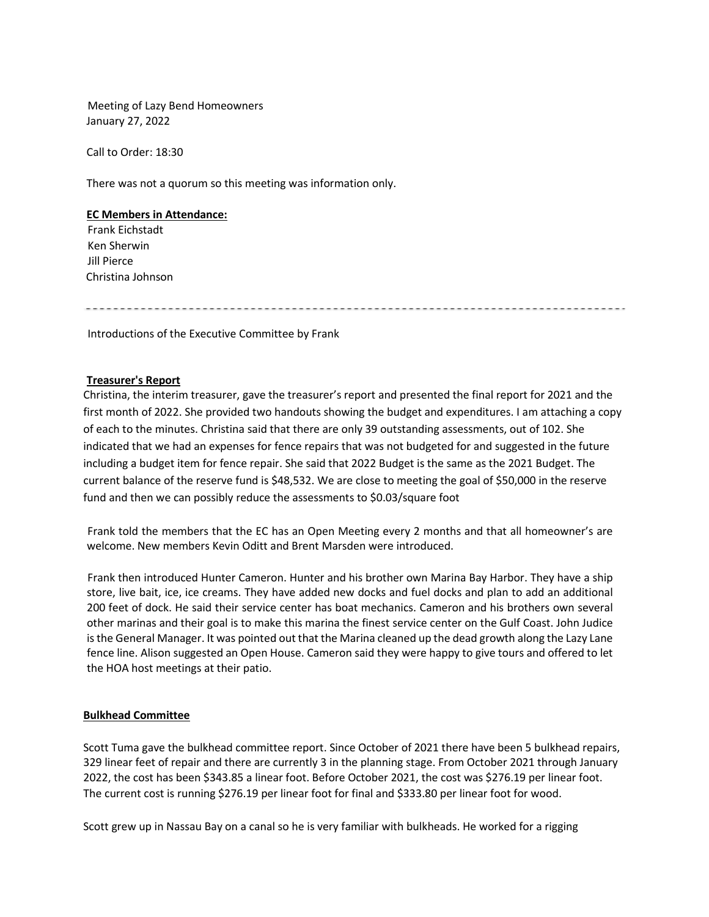Meeting of Lazy Bend Homeowners
January 27, 2022

Call to Order: 18:30

There was not a quorum so this meeting was information only.

**EC Members in Attendance:**
Frank Eichstadt
Ken Sherwin
Jill Pierce
Christina Johnson

---

Introductions of the Executive Committee by Frank

**Treasurer's Report**

Christina, the interim treasurer, gave the treasurer's report and presented the final report for 2021 and the first month of 2022. She provided two handouts showing the budget and expenditures. I am attaching a copy of each to the minutes. Christina said that there are only 39 outstanding assessments, out of 102. She indicated that we had an expenses for fence repairs that was not budgeted for and suggested in the future including a budget item for fence repair. She said that 2022 Budget is the same as the 2021 Budget. The current balance of the reserve fund is $48,532. We are close to meeting the goal of $50,000 in the reserve fund and then we can possibly reduce the assessments to $0.03/square foot

Frank told the members that the EC has an Open Meeting every 2 months and that all homeowner's are welcome. New members Kevin Oditt and Brent Marsden were introduced.

Frank then introduced Hunter Cameron. Hunter and his brother own Marina Bay Harbor. They have a ship store, live bait, ice, ice creams. They have added new docks and fuel docks and plan to add an additional 200 feet of dock. He said their service center has boat mechanics. Cameron and his brothers own several other marinas and their goal is to make this marina the finest service center on the Gulf Coast. John Judice is the General Manager. It was pointed out that the Marina cleaned up the dead growth along the Lazy Lane fence line. Alison suggested an Open House. Cameron said they were happy to give tours and offered to let the HOA host meetings at their patio.

**Bulkhead Committee**

Scott Tuma gave the bulkhead committee report. Since October of 2021 there have been 5 bulkhead repairs, 329 linear feet of repair and there are currently 3 in the planning stage. From October 2021 through January 2022, the cost has been $343.85 a linear foot. Before October 2021, the cost was $276.19 per linear foot. The current cost is running $276.19 per linear foot for final and $333.80 per linear foot for wood.

Scott grew up in Nassau Bay on a canal so he is very familiar with bulkheads. He worked for a rigging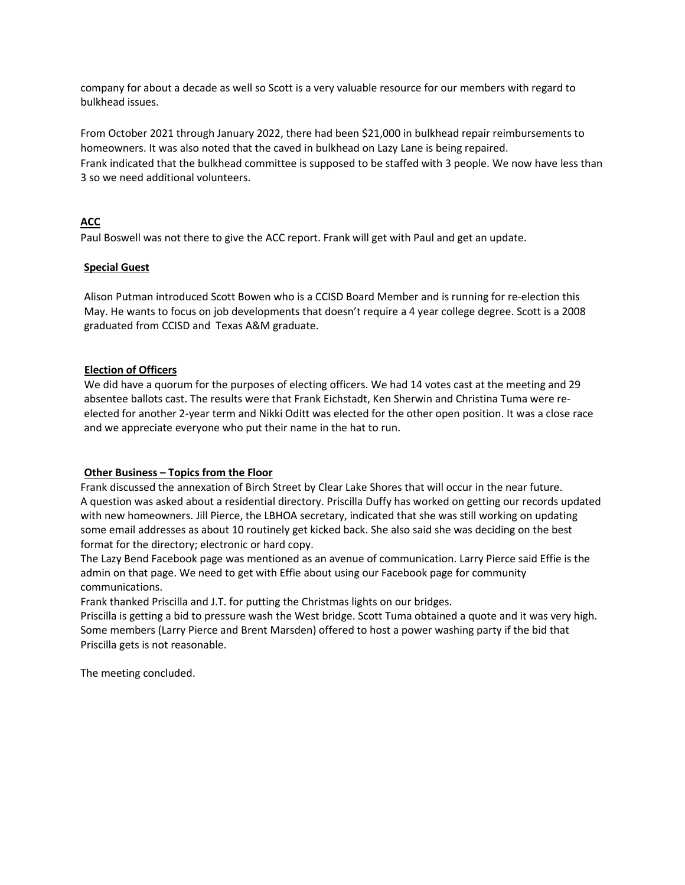company for about a decade as well so Scott is a very valuable resource for our members with regard to bulkhead issues.

From October 2021 through January 2022, there had been $21,000 in bulkhead repair reimbursements to homeowners. It was also noted that the caved in bulkhead on Lazy Lane is being repaired.
Frank indicated that the bulkhead committee is supposed to be staffed with 3 people. We now have less than 3 so we need additional volunteers.

**ACC**

Paul Boswell was not there to give the ACC report. Frank will get with Paul and get an update.

**Special Guest**

Alison Putman introduced Scott Bowen who is a CCISD Board Member and is running for re-election this May. He wants to focus on job developments that doesn't require a 4 year college degree. Scott is a 2008 graduated from CCISD and Texas A&M graduate.

**Election of Officers**

We did have a quorum for the purposes of electing officers. We had 14 votes cast at the meeting and 29 absentee ballots cast. The results were that Frank Eichstadt, Ken Sherwin and Christina Tuma were re-elected for another 2-year term and Nikki Oditt was elected for the other open position. It was a close race and we appreciate everyone who put their name in the hat to run.

**Other Business – Topics from the Floor**

Frank discussed the annexation of Birch Street by Clear Lake Shores that will occur in the near future.
A question was asked about a residential directory. Priscilla Duffy has worked on getting our records updated with new homeowners. Jill Pierce, the LBHOA secretary, indicated that she was still working on updating some email addresses as about 10 routinely get kicked back. She also said she was deciding on the best format for the directory; electronic or hard copy.
The Lazy Bend Facebook page was mentioned as an avenue of communication. Larry Pierce said Effie is the admin on that page. We need to get with Effie about using our Facebook page for community communications.
Frank thanked Priscilla and J.T. for putting the Christmas lights on our bridges.
Priscilla is getting a bid to pressure wash the West bridge. Scott Tuma obtained a quote and it was very high. Some members (Larry Pierce and Brent Marsden) offered to host a power washing party if the bid that Priscilla gets is not reasonable.

The meeting concluded.